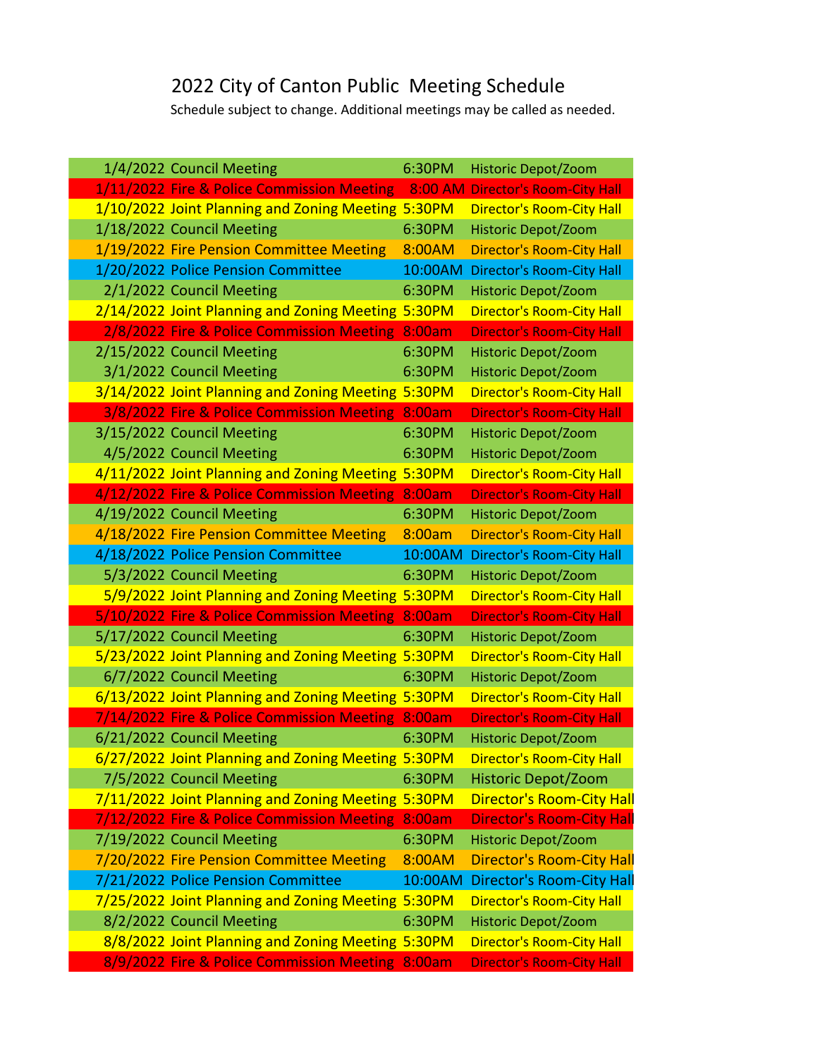# 2022 City of Canton Public Meeting Schedule

Schedule subject to change. Additional meetings may be called as needed.

| Date | Meeting | Time | Location |
|---|---|---|---|
| 1/4/2022 | Council Meeting | 6:30PM | Historic Depot/Zoom |
| 1/11/2022 | Fire & Police Commission Meeting | 8:00 AM | Director's Room-City Hall |
| 1/10/2022 | Joint Planning and Zoning Meeting | 5:30PM | Director's Room-City Hall |
| 1/18/2022 | Council Meeting | 6:30PM | Historic Depot/Zoom |
| 1/19/2022 | Fire Pension Committee Meeting | 8:00AM | Director's Room-City Hall |
| 1/20/2022 | Police Pension Committee | 10:00AM | Director's Room-City Hall |
| 2/1/2022 | Council Meeting | 6:30PM | Historic Depot/Zoom |
| 2/14/2022 | Joint Planning and Zoning Meeting | 5:30PM | Director's Room-City Hall |
| 2/8/2022 | Fire & Police Commission Meeting | 8:00am | Director's Room-City Hall |
| 2/15/2022 | Council Meeting | 6:30PM | Historic Depot/Zoom |
| 3/1/2022 | Council Meeting | 6:30PM | Historic Depot/Zoom |
| 3/14/2022 | Joint Planning and Zoning Meeting | 5:30PM | Director's Room-City Hall |
| 3/8/2022 | Fire & Police Commission Meeting | 8:00am | Director's Room-City Hall |
| 3/15/2022 | Council Meeting | 6:30PM | Historic Depot/Zoom |
| 4/5/2022 | Council Meeting | 6:30PM | Historic Depot/Zoom |
| 4/11/2022 | Joint Planning and Zoning Meeting | 5:30PM | Director's Room-City Hall |
| 4/12/2022 | Fire & Police Commission Meeting | 8:00am | Director's Room-City Hall |
| 4/19/2022 | Council Meeting | 6:30PM | Historic Depot/Zoom |
| 4/18/2022 | Fire Pension Committee Meeting | 8:00am | Director's Room-City Hall |
| 4/18/2022 | Police Pension Committee | 10:00AM | Director's Room-City Hall |
| 5/3/2022 | Council Meeting | 6:30PM | Historic Depot/Zoom |
| 5/9/2022 | Joint Planning and Zoning Meeting | 5:30PM | Director's Room-City Hall |
| 5/10/2022 | Fire & Police Commission Meeting | 8:00am | Director's Room-City Hall |
| 5/17/2022 | Council Meeting | 6:30PM | Historic Depot/Zoom |
| 5/23/2022 | Joint Planning and Zoning Meeting | 5:30PM | Director's Room-City Hall |
| 6/7/2022 | Council Meeting | 6:30PM | Historic Depot/Zoom |
| 6/13/2022 | Joint Planning and Zoning Meeting | 5:30PM | Director's Room-City Hall |
| 7/14/2022 | Fire & Police Commission Meeting | 8:00am | Director's Room-City Hall |
| 6/21/2022 | Council Meeting | 6:30PM | Historic Depot/Zoom |
| 6/27/2022 | Joint Planning and Zoning Meeting | 5:30PM | Director's Room-City Hall |
| 7/5/2022 | Council Meeting | 6:30PM | Historic Depot/Zoom |
| 7/11/2022 | Joint Planning and Zoning Meeting | 5:30PM | Director's Room-City Hall |
| 7/12/2022 | Fire & Police Commission Meeting | 8:00am | Director's Room-City Hall |
| 7/19/2022 | Council Meeting | 6:30PM | Historic Depot/Zoom |
| 7/20/2022 | Fire Pension Committee Meeting | 8:00AM | Director's Room-City Hall |
| 7/21/2022 | Police Pension Committee | 10:00AM | Director's Room-City Hall |
| 7/25/2022 | Joint Planning and Zoning Meeting | 5:30PM | Director's Room-City Hall |
| 8/2/2022 | Council Meeting | 6:30PM | Historic Depot/Zoom |
| 8/8/2022 | Joint Planning and Zoning Meeting | 5:30PM | Director's Room-City Hall |
| 8/9/2022 | Fire & Police Commission Meeting | 8:00am | Director's Room-City Hall |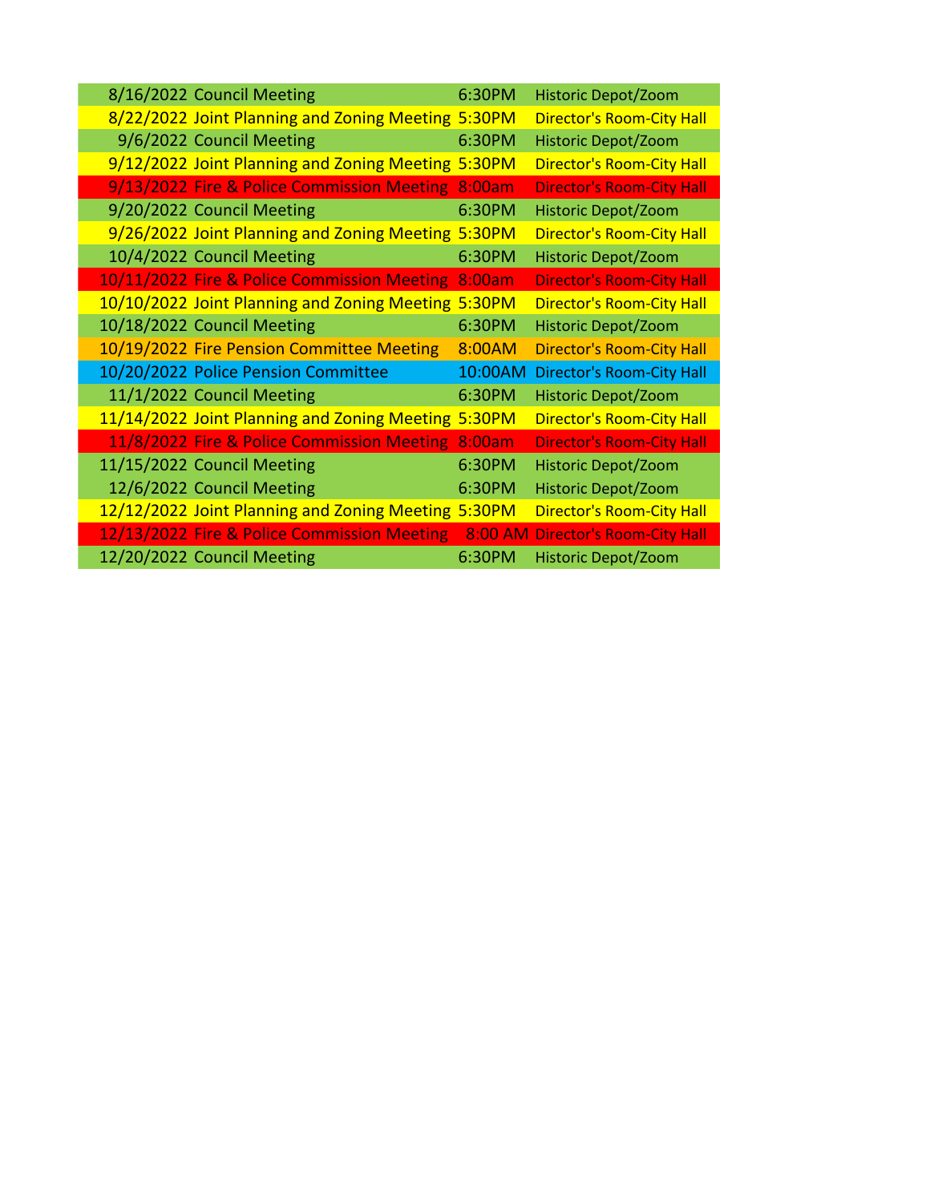| | | | |
|---|---|---|---|
| 8/16/2022 | Council Meeting | 6:30PM | Historic Depot/Zoom |
| 8/22/2022 | Joint Planning and Zoning Meeting | 5:30PM | Director's Room-City Hall |
| 9/6/2022 | Council Meeting | 6:30PM | Historic Depot/Zoom |
| 9/12/2022 | Joint Planning and Zoning Meeting | 5:30PM | Director's Room-City Hall |
| 9/13/2022 | Fire & Police Commission Meeting | 8:00am | Director's Room-City Hall |
| 9/20/2022 | Council Meeting | 6:30PM | Historic Depot/Zoom |
| 9/26/2022 | Joint Planning and Zoning Meeting | 5:30PM | Director's Room-City Hall |
| 10/4/2022 | Council Meeting | 6:30PM | Historic Depot/Zoom |
| 10/11/2022 | Fire & Police Commission Meeting | 8:00am | Director's Room-City Hall |
| 10/10/2022 | Joint Planning and Zoning Meeting | 5:30PM | Director's Room-City Hall |
| 10/18/2022 | Council Meeting | 6:30PM | Historic Depot/Zoom |
| 10/19/2022 | Fire Pension Committee Meeting | 8:00AM | Director's Room-City Hall |
| 10/20/2022 | Police Pension Committee | 10:00AM | Director's Room-City Hall |
| 11/1/2022 | Council Meeting | 6:30PM | Historic Depot/Zoom |
| 11/14/2022 | Joint Planning and Zoning Meeting | 5:30PM | Director's Room-City Hall |
| 11/8/2022 | Fire & Police Commission Meeting | 8:00am | Director's Room-City Hall |
| 11/15/2022 | Council Meeting | 6:30PM | Historic Depot/Zoom |
| 12/6/2022 | Council Meeting | 6:30PM | Historic Depot/Zoom |
| 12/12/2022 | Joint Planning and Zoning Meeting | 5:30PM | Director's Room-City Hall |
| 12/13/2022 | Fire & Police Commission Meeting | 8:00 AM | Director's Room-City Hall |
| 12/20/2022 | Council Meeting | 6:30PM | Historic Depot/Zoom |